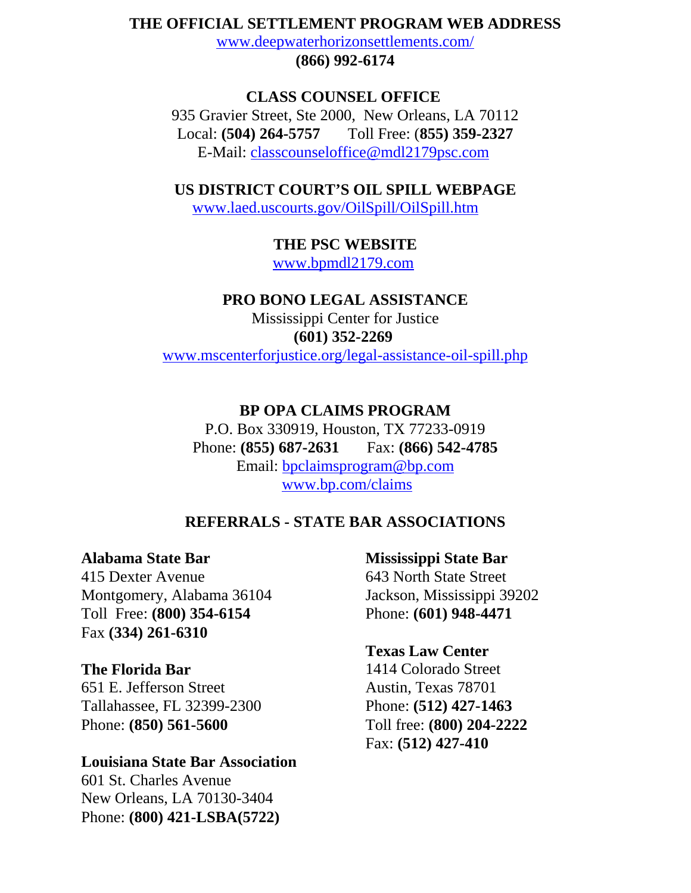## THE OFFICIAL SETTLEMENT PROGRAM WEB ADDRESS

www.deepwaterhorizonsettlements.com/

**(866) 992-6174**

## CLASS COUNSEL OFFICE

935 Gravier Street, Ste 2000, New Orleans, LA 70112

Local: **(504) 264-5757** Toll Free: **(855) 359-2327**

E-Mail: classcounseloffice@mdl2179psc.com

## US DISTRICT COURT'S OIL SPILL WEBPAGE

www.laed.uscourts.gov/OilSpill/OilSpill.htm

## THE PSC WEBSITE

www.bpmdl2179.com

## PRO BONO LEGAL ASSISTANCE

Mississippi Center for Justice

**(601) 352-2269**

www.mscenterforjustice.org/legal-assistance-oil-spill.php

## BP OPA CLAIMS PROGRAM

P.O. Box 330919, Houston, TX 77233-0919

Phone: **(855) 687-2631** Fax: **(866) 542-4785**

Email: bpclaimsprogram@bp.com

www.bp.com/claims

## REFERRALS - STATE BAR ASSOCIATIONS

**Alabama State Bar**
415 Dexter Avenue
Montgomery, Alabama 36104
Toll Free: **(800) 354-6154**
Fax **(334) 261-6310**

**The Florida Bar**
651 E. Jefferson Street
Tallahassee, FL 32399-2300
Phone: **(850) 561-5600**

**Louisiana State Bar Association**
601 St. Charles Avenue
New Orleans, LA 70130-3404
Phone: **(800) 421-LSBA(5722)**

**Mississippi State Bar**
643 North State Street
Jackson, Mississippi 39202
Phone: **(601) 948-4471**

**Texas Law Center**
1414 Colorado Street
Austin, Texas 78701
Phone: **(512) 427-1463**
Toll free: **(800) 204-2222**
Fax: **(512) 427-410**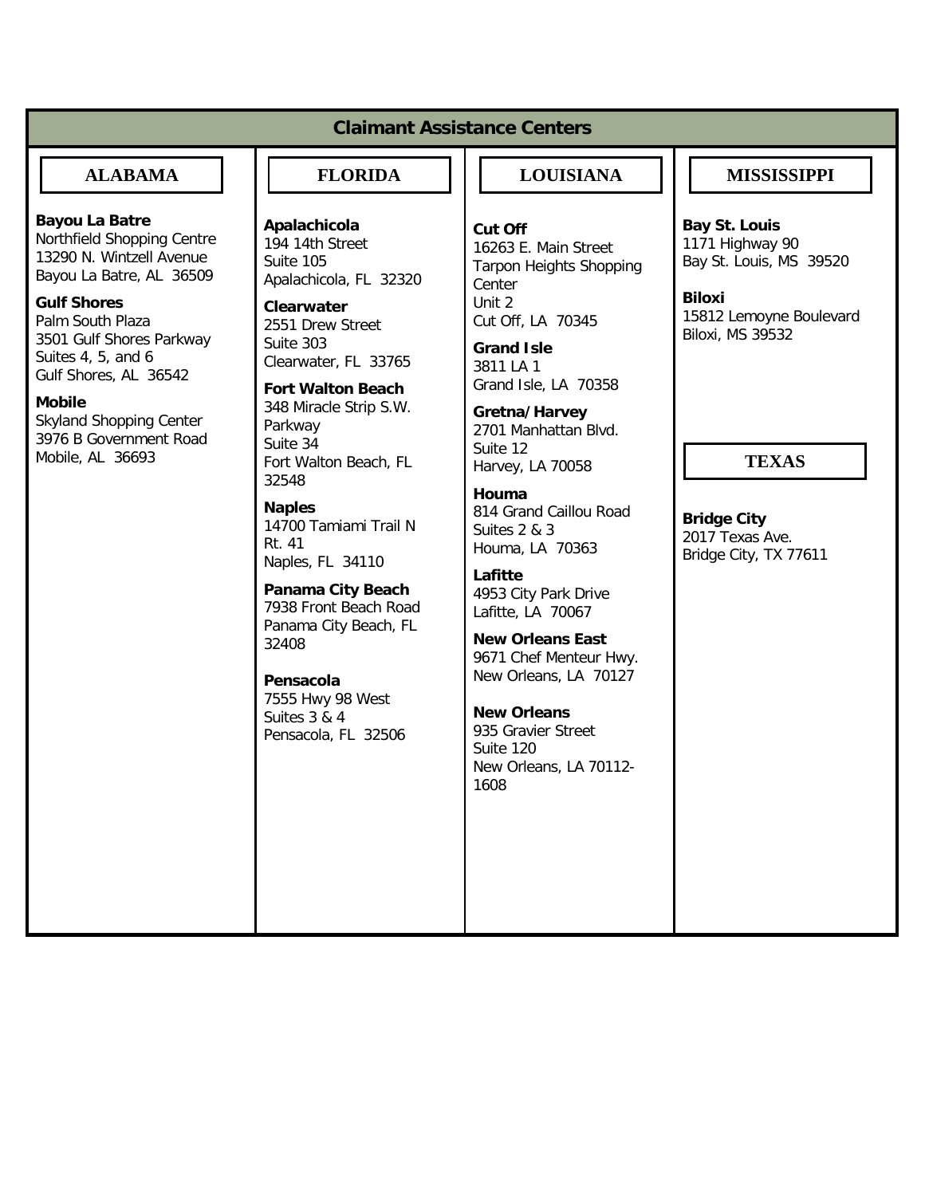# Claimant Assistance Centers

## ALABAMA

**Bayou La Batre**
Northfield Shopping Centre
13290 N. Wintzell Avenue
Bayou La Batre, AL 36509

**Gulf Shores**
Palm South Plaza
3501 Gulf Shores Parkway
Suites 4, 5, and 6
Gulf Shores, AL 36542

**Mobile**
Skyland Shopping Center
3976 B Government Road
Mobile, AL 36693

## FLORIDA

**Apalachicola**
194 14th Street
Suite 105
Apalachicola, FL 32320

**Clearwater**
2551 Drew Street
Suite 303
Clearwater, FL 33765

**Fort Walton Beach**
348 Miracle Strip S.W. Parkway
Suite 34
Fort Walton Beach, FL 32548

**Naples**
14700 Tamiami Trail N
Rt. 41
Naples, FL 34110

**Panama City Beach**
7938 Front Beach Road
Panama City Beach, FL 32408

**Pensacola**
7555 Hwy 98 West
Suites 3 & 4
Pensacola, FL 32506

## LOUISIANA

**Cut Off**
16263 E. Main Street
Tarpon Heights Shopping Center
Unit 2
Cut Off, LA 70345

**Grand Isle**
3811 LA 1
Grand Isle, LA 70358

**Gretna/Harvey**
2701 Manhattan Blvd.
Suite 12
Harvey, LA 70058

**Houma**
814 Grand Caillou Road
Suites 2 & 3
Houma, LA 70363

**Lafitte**
4953 City Park Drive
Lafitte, LA 70067

**New Orleans East**
9671 Chef Menteur Hwy.
New Orleans, LA 70127

**New Orleans**
935 Gravier Street
Suite 120
New Orleans, LA 70112-1608

## MISSISSIPPI

**Bay St. Louis**
1171 Highway 90
Bay St. Louis, MS 39520

**Biloxi**
15812 Lemoyne Boulevard
Biloxi, MS 39532

## TEXAS

**Bridge City**
2017 Texas Ave.
Bridge City, TX 77611